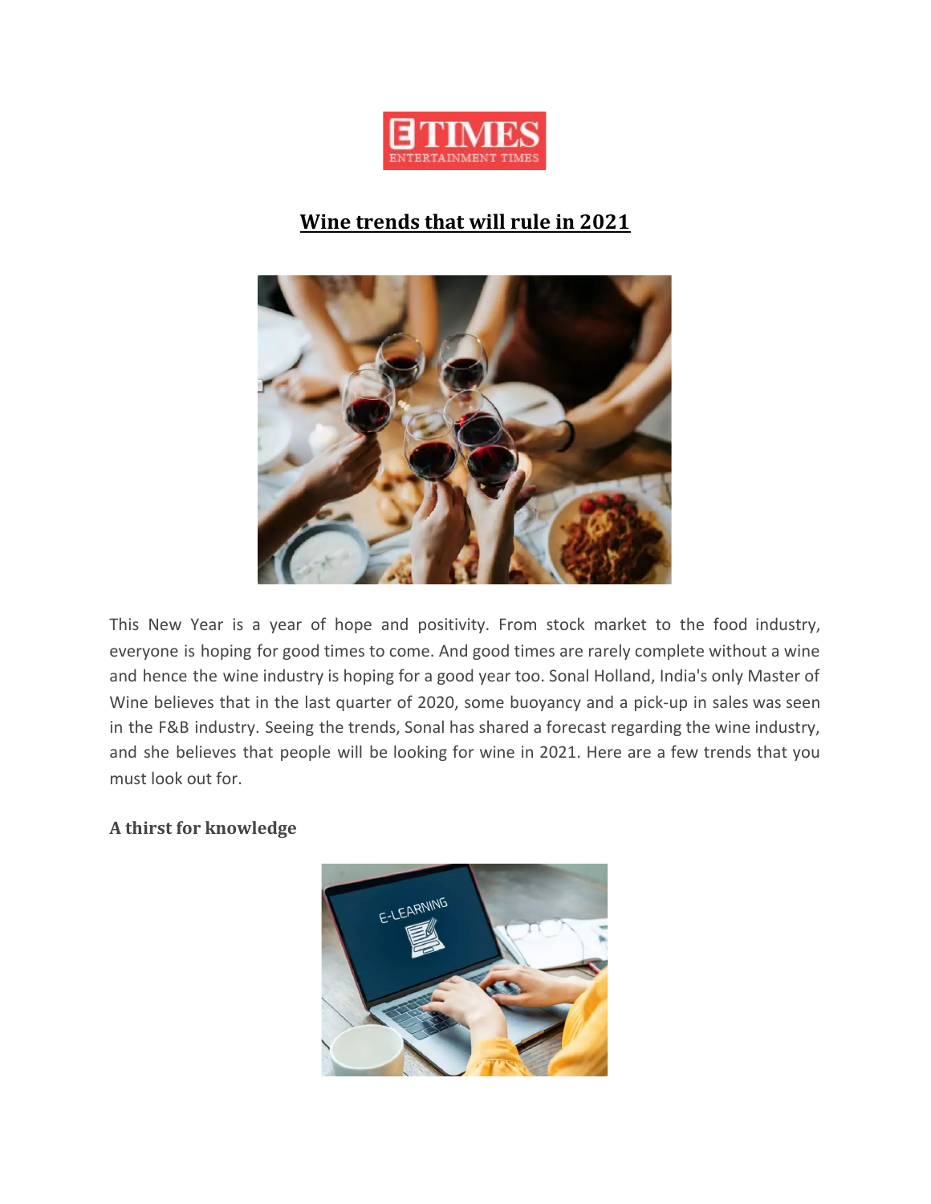# Wine trends that will rule in 2021

This New Year is a year of hope and positivity. From stock market to the food industry, everyone is hoping for good times to come. And good times are rarely complete without a wine and hence the wine industry is hoping for a good year too. Sonal Holland, India's only Master of Wine believes that in the last quarter of 2020, some buoyancy and a pick-up in sales was seen in the F&B industry. Seeing the trends, Sonal has shared a forecast regarding the wine industry, and she believes that people will be looking for wine in 2021. Here are a few trends that you must look out for.

### A thirst for knowledge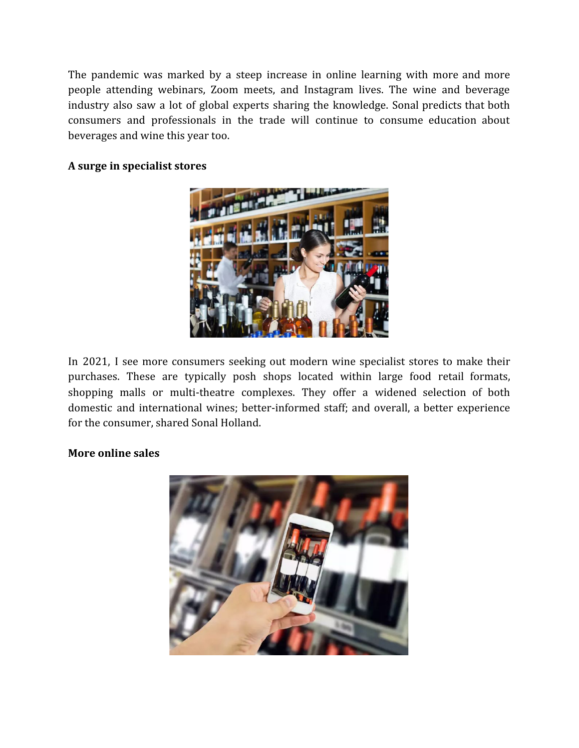The pandemic was marked by a steep increase in online learning with more and more people attending webinars, Zoom meets, and Instagram lives. The wine and beverage industry also saw a lot of global experts sharing the knowledge. Sonal predicts that both consumers and professionals in the trade will continue to consume education about beverages and wine this year too.

**A surge in specialist stores**

In 2021, I see more consumers seeking out modern wine specialist stores to make their purchases. These are typically posh shops located within large food retail formats, shopping malls or multi-theatre complexes. They offer a widened selection of both domestic and international wines; better-informed staff; and overall, a better experience for the consumer, shared Sonal Holland.

**More online sales**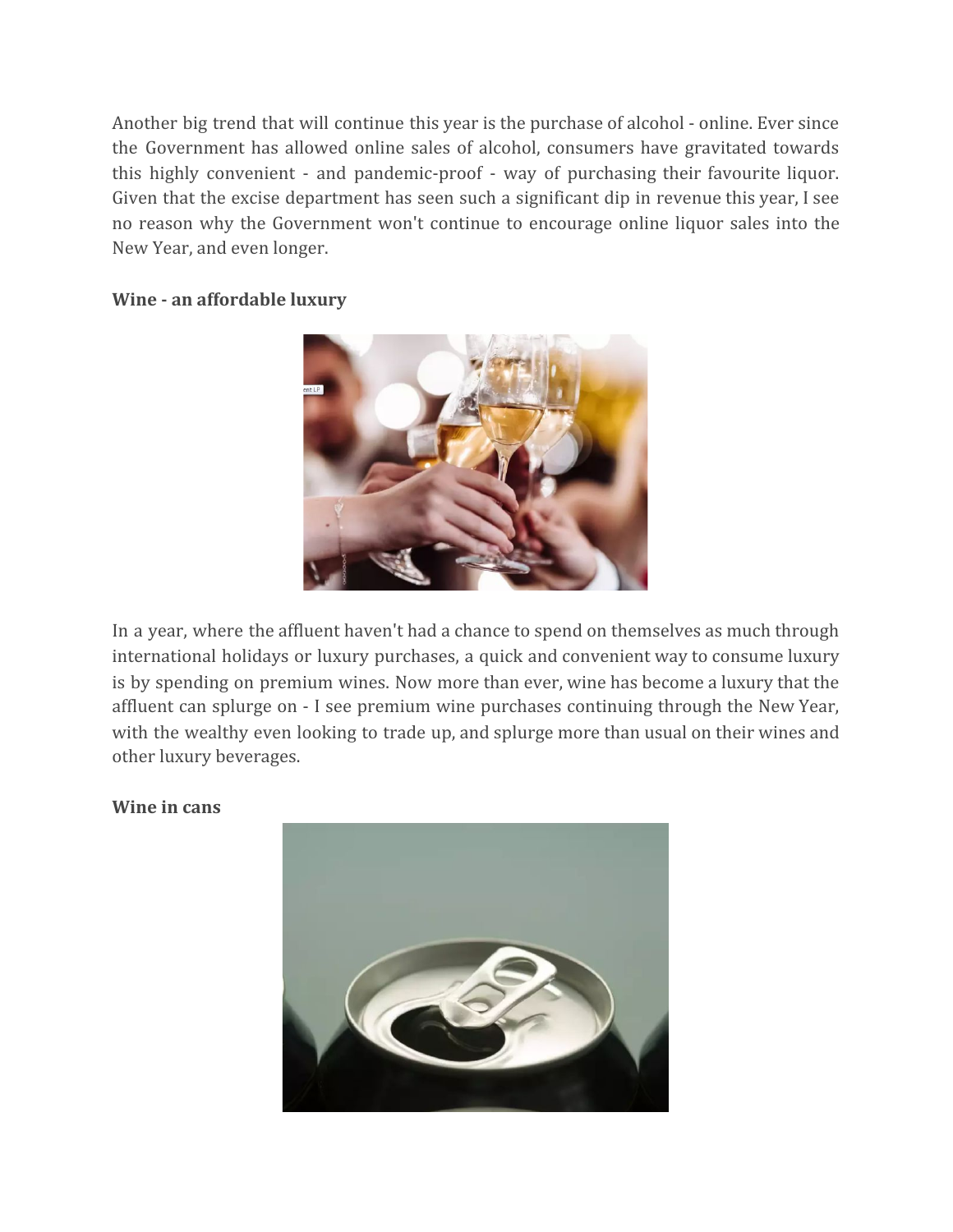Another big trend that will continue this year is the purchase of alcohol - online. Ever since the Government has allowed online sales of alcohol, consumers have gravitated towards this highly convenient - and pandemic-proof - way of purchasing their favourite liquor. Given that the excise department has seen such a significant dip in revenue this year, I see no reason why the Government won't continue to encourage online liquor sales into the New Year, and even longer.

**Wine - an affordable luxury**

In a year, where the affluent haven't had a chance to spend on themselves as much through international holidays or luxury purchases, a quick and convenient way to consume luxury is by spending on premium wines. Now more than ever, wine has become a luxury that the affluent can splurge on - I see premium wine purchases continuing through the New Year, with the wealthy even looking to trade up, and splurge more than usual on their wines and other luxury beverages.

**Wine in cans**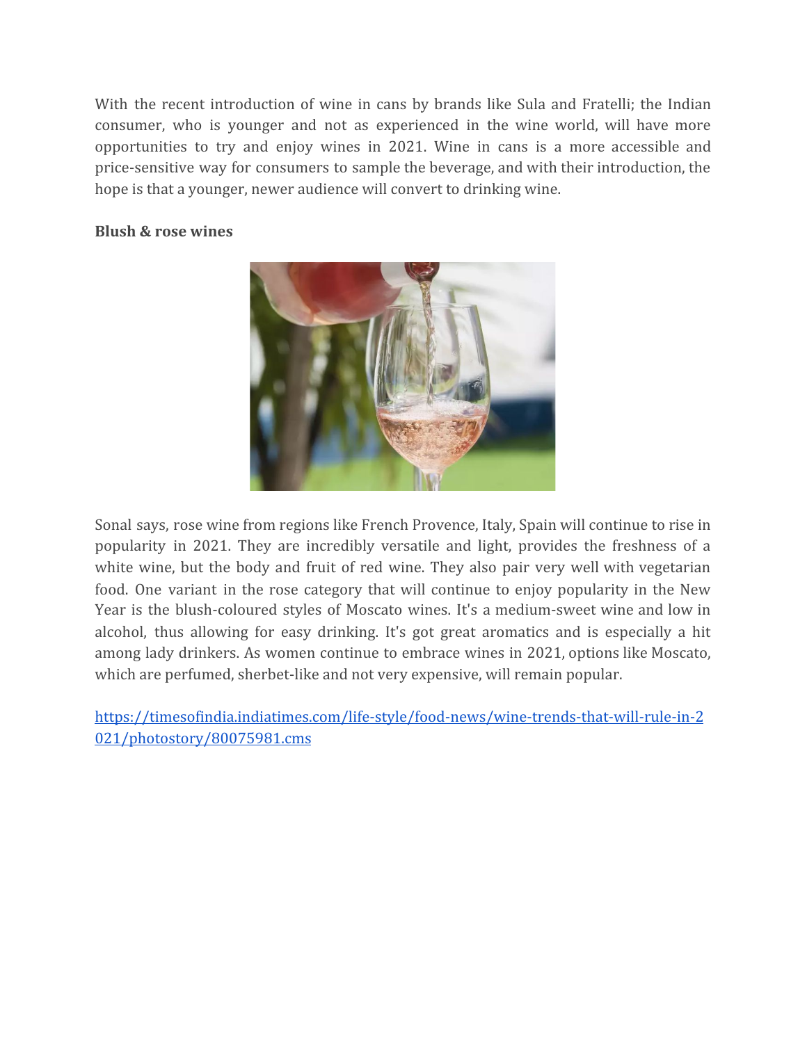With the recent introduction of wine in cans by brands like Sula and Fratelli; the Indian consumer, who is younger and not as experienced in the wine world, will have more opportunities to try and enjoy wines in 2021. Wine in cans is a more accessible and price-sensitive way for consumers to sample the beverage, and with their introduction, the hope is that a younger, newer audience will convert to drinking wine.

**Blush & rose wines**

Sonal says, rose wine from regions like French Provence, Italy, Spain will continue to rise in popularity in 2021. They are incredibly versatile and light, provides the freshness of a white wine, but the body and fruit of red wine. They also pair very well with vegetarian food. One variant in the rose category that will continue to enjoy popularity in the New Year is the blush-coloured styles of Moscato wines. It's a medium-sweet wine and low in alcohol, thus allowing for easy drinking. It's got great aromatics and is especially a hit among lady drinkers. As women continue to embrace wines in 2021, options like Moscato, which are perfumed, sherbet-like and not very expensive, will remain popular.

[https://timesofindia.indiatimes.com/life-style/food-news/wine-trends-that-will-rule-in-2021/photostory/80075981.cms](https://timesofindia.indiatimes.com/life-style/food-news/wine-trends-that-will-rule-in-2021/photostory/80075981.cms)